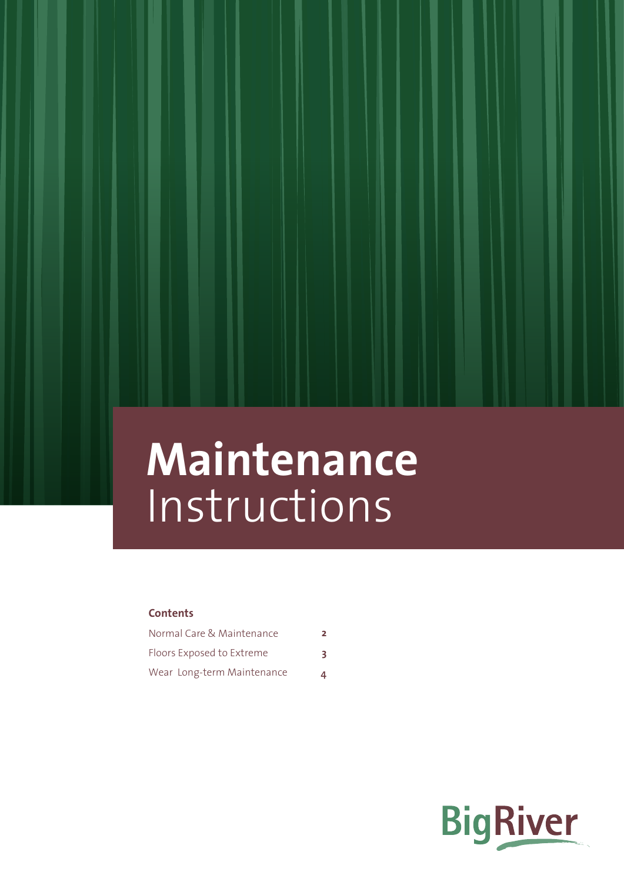# Maintenance Instructions

**Contents**

| | |
|---|---|
| Normal Care & Maintenance | 2 |
| Floors Exposed to Extreme | 3 |
| Wear Long-term Maintenance | 4 |

BigRiver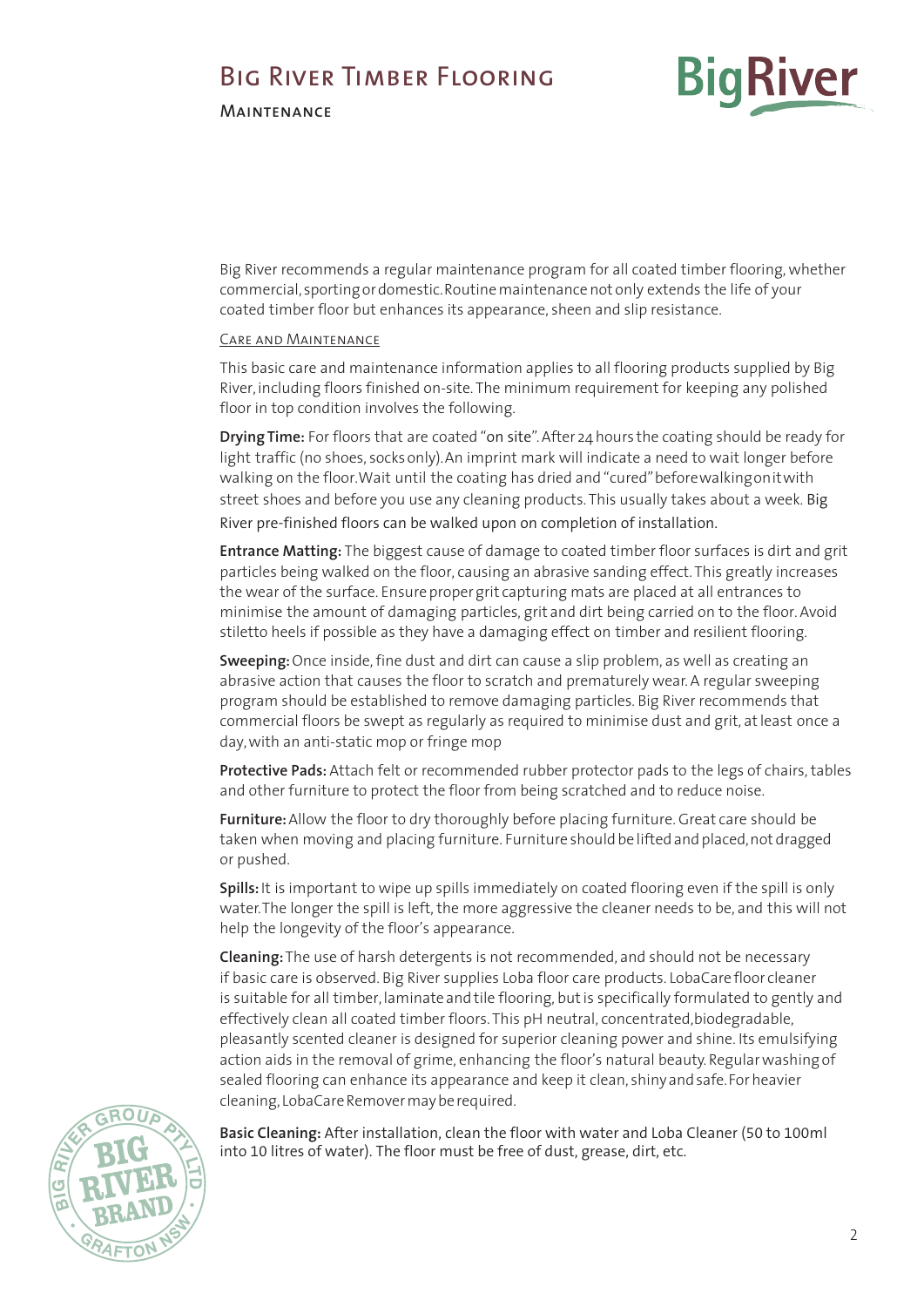Big River recommends a regular maintenance program for all coated timber flooring, whether commercial, sporting or domestic. Routine maintenance not only extends the life of your coated timber floor but enhances its appearance, sheen and slip resistance.

## Care and Maintenance

This basic care and maintenance information applies to all flooring products supplied by Big River, including floors finished on-site. The minimum requirement for keeping any polished floor in top condition involves the following.

**Drying Time:** For floors that are coated "on site". After 24 hours the coating should be ready for light traffic (no shoes, socks only). An imprint mark will indicate a need to wait longer before walking on the floor. Wait until the coating has dried and "cured" before walking on it with street shoes and before you use any cleaning products. This usually takes about a week. Big River pre-finished floors can be walked upon on completion of installation.

**Entrance Matting:** The biggest cause of damage to coated timber floor surfaces is dirt and grit particles being walked on the floor, causing an abrasive sanding effect. This greatly increases the wear of the surface. Ensure proper grit capturing mats are placed at all entrances to minimise the amount of damaging particles, grit and dirt being carried on to the floor. Avoid stiletto heels if possible as they have a damaging effect on timber and resilient flooring.

**Sweeping:** Once inside, fine dust and dirt can cause a slip problem, as well as creating an abrasive action that causes the floor to scratch and prematurely wear. A regular sweeping program should be established to remove damaging particles. Big River recommends that commercial floors be swept as regularly as required to minimise dust and grit, at least once a day, with an anti-static mop or fringe mop

**Protective Pads:** Attach felt or recommended rubber protector pads to the legs of chairs, tables and other furniture to protect the floor from being scratched and to reduce noise.

**Furniture:** Allow the floor to dry thoroughly before placing furniture. Great care should be taken when moving and placing furniture. Furniture should be lifted and placed, not dragged or pushed.

**Spills:** It is important to wipe up spills immediately on coated flooring even if the spill is only water. The longer the spill is left, the more aggressive the cleaner needs to be, and this will not help the longevity of the floor's appearance.

**Cleaning:** The use of harsh detergents is not recommended, and should not be necessary if basic care is observed. Big River supplies Loba floor care products. LobaCare floor cleaner is suitable for all timber, laminate and tile flooring, but is specifically formulated to gently and effectively clean all coated timber floors. This pH neutral, concentrated, biodegradable, pleasantly scented cleaner is designed for superior cleaning power and shine. Its emulsifying action aids in the removal of grime, enhancing the floor's natural beauty. Regular washing of sealed flooring can enhance its appearance and keep it clean, shiny and safe. For heavier cleaning, LobaCare Remover may be required.

**Basic Cleaning:** After installation, clean the floor with water and Loba Cleaner (50 to 100ml into 10 litres of water). The floor must be free of dust, grease, dirt, etc.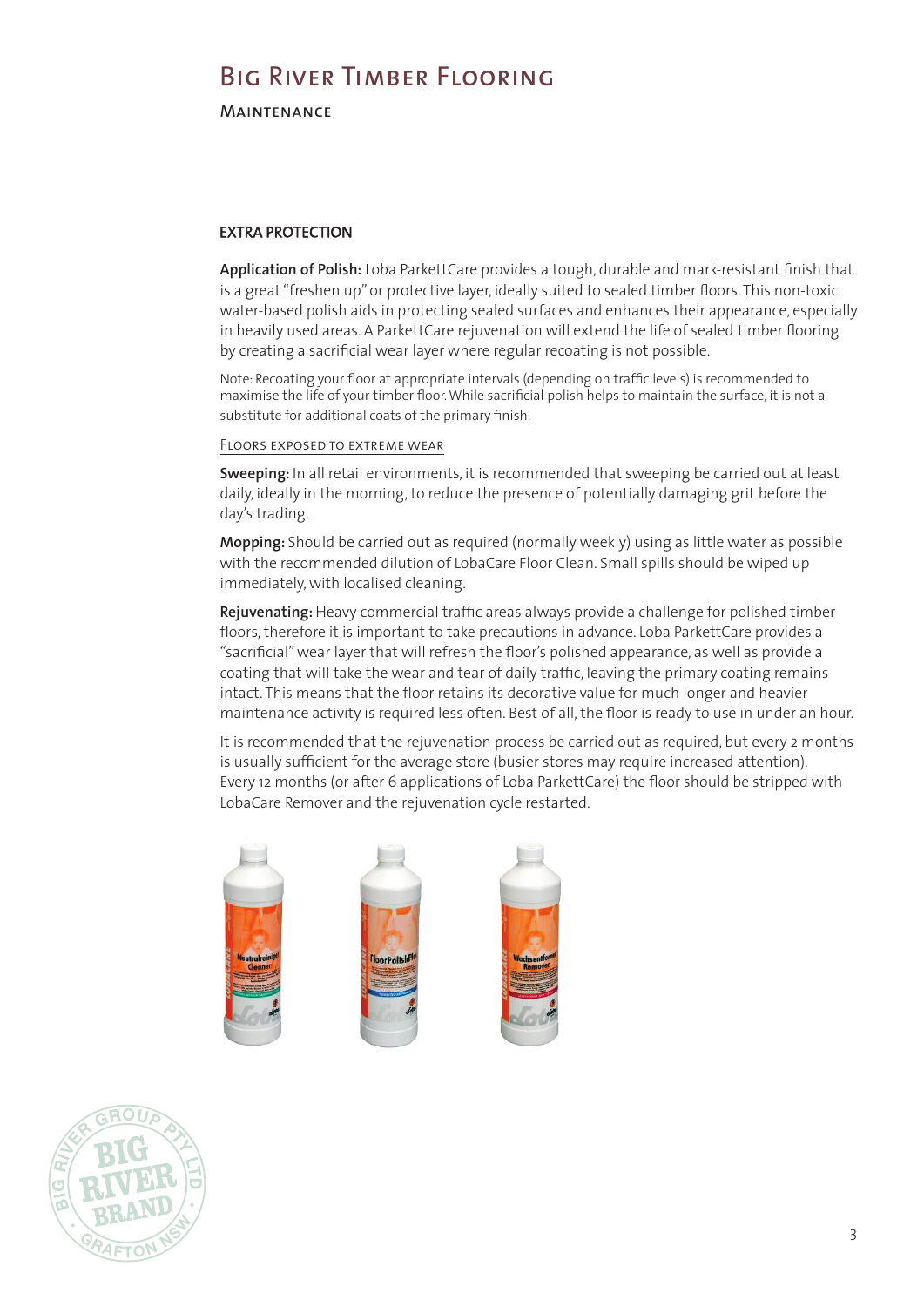## EXTRA PROTECTION

**Application of Polish:** Loba ParkettCare provides a tough, durable and mark-resistant finish that is a great "freshen up" or protective layer, ideally suited to sealed timber floors. This non-toxic water-based polish aids in protecting sealed surfaces and enhances their appearance, especially in heavily used areas. A ParkettCare rejuvenation will extend the life of sealed timber flooring by creating a sacrificial wear layer where regular recoating is not possible.

Note: Recoating your floor at appropriate intervals (depending on traffic levels) is recommended to maximise the life of your timber floor. While sacrificial polish helps to maintain the surface, it is not a substitute for additional coats of the primary finish.

### Floors exposed to extreme wear

**Sweeping:** In all retail environments, it is recommended that sweeping be carried out at least daily, ideally in the morning, to reduce the presence of potentially damaging grit before the day's trading.

**Mopping:** Should be carried out as required (normally weekly) using as little water as possible with the recommended dilution of LobaCare Floor Clean. Small spills should be wiped up immediately, with localised cleaning.

**Rejuvenating:** Heavy commercial traffic areas always provide a challenge for polished timber floors, therefore it is important to take precautions in advance. Loba ParkettCare provides a "sacrificial" wear layer that will refresh the floor's polished appearance, as well as provide a coating that will take the wear and tear of daily traffic, leaving the primary coating remains intact. This means that the floor retains its decorative value for much longer and heavier maintenance activity is required less often. Best of all, the floor is ready to use in under an hour.

It is recommended that the rejuvenation process be carried out as required, but every 2 months is usually sufficient for the average store (busier stores may require increased attention). Every 12 months (or after 6 applications of Loba ParkettCare) the floor should be stripped with LobaCare Remover and the rejuvenation cycle restarted.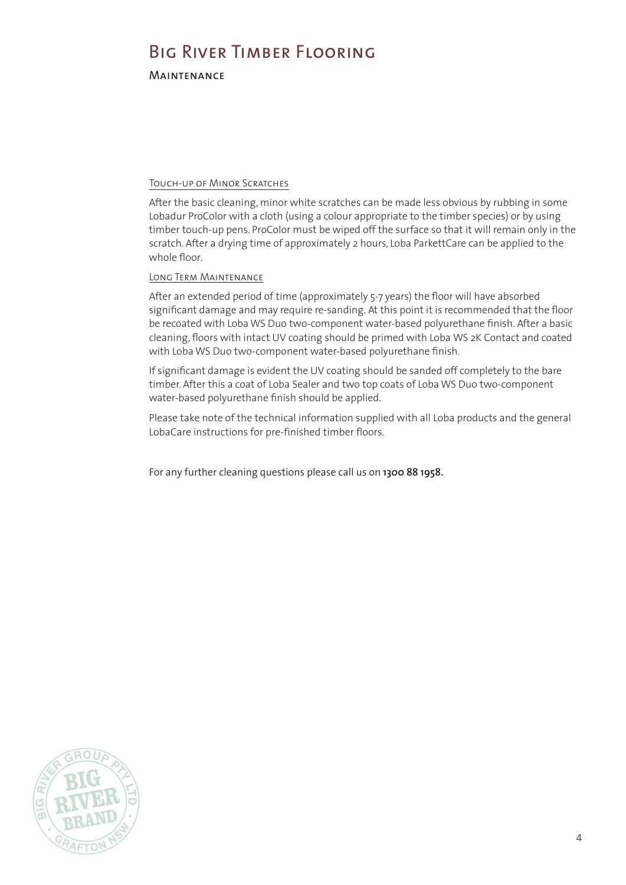# Big River Timber Flooring

## Maintenance

### Touch-up of Minor Scratches

After the basic cleaning, minor white scratches can be made less obvious by rubbing in some Lobadur ProColor with a cloth (using a colour appropriate to the timber species) or by using timber touch-up pens. ProColor must be wiped off the surface so that it will remain only in the scratch. After a drying time of approximately 2 hours, Loba ParkettCare can be applied to the whole floor.

### Long Term Maintenance

After an extended period of time (approximately 5-7 years) the floor will have absorbed significant damage and may require re-sanding. At this point it is recommended that the floor be recoated with Loba WS Duo two-component water-based polyurethane finish. After a basic cleaning, floors with intact UV coating should be primed with Loba WS 2K Contact and coated with Loba WS Duo two-component water-based polyurethane finish.

If significant damage is evident the UV coating should be sanded off completely to the bare timber. After this a coat of Loba Sealer and two top coats of Loba WS Duo two-component water-based polyurethane finish should be applied.

Please take note of the technical information supplied with all Loba products and the general LobaCare instructions for pre-finished timber floors.

For any further cleaning questions please call us on **1300 88 1958.**